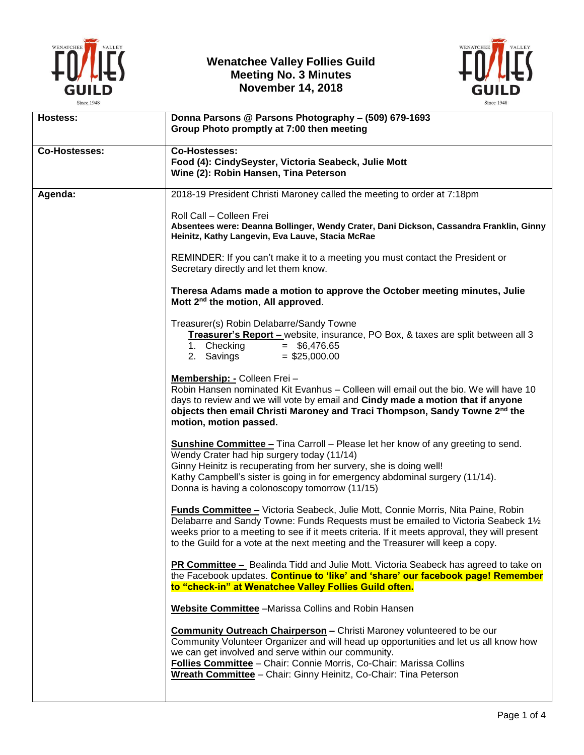# Wenatchee Valley Follies Guild
## Meeting No. 3 Minutes
## November 14, 2018

| | |
|---|---|
| **Hostess:** | **Donna Parsons @ Parsons Photography – (509) 679-1693**<br>**Group Photo promptly at 7:00 then meeting** |
| **Co-Hostesses:** | **Co-Hostesses:**<br>**Food (4): CindySeyster, Victoria Seabeck, Julie Mott**<br>**Wine (2): Robin Hansen, Tina Peterson** |
| **Agenda:** | 2018-19 President Christi Maroney called the meeting to order at 7:18pm<br><br>Roll Call – Colleen Frei<br>**Absentees were: Deanna Bollinger, Wendy Crater, Dani Dickson, Cassandra Franklin, Ginny Heinitz, Kathy Langevin, Eva Lauve, Stacia McRae**<br><br>REMINDER: If you can't make it to a meeting you must contact the President or Secretary directly and let them know.<br><br>**Theresa Adams made a motion to approve the October meeting minutes, Julie Mott 2nd the motion, All approved.**<br><br>Treasurer(s) Robin Delabarre/Sandy Towne<br>**Treasurer's Report –** website, insurance, PO Box, & taxes are split between all 3<br>1. Checking = \$6,476.65<br>2. Savings = \$25,000.00<br><br>**Membership: -** Colleen Frei –<br>Robin Hansen nominated Kit Evanhus – Colleen will email out the bio. We will have 10 days to review and we will vote by email and **Cindy made a motion that if anyone objects then email Christi Maroney and Traci Thompson, Sandy Towne 2nd the motion, motion passed.**<br><br>**Sunshine Committee –** Tina Carroll – Please let her know of any greeting to send.<br>Wendy Crater had hip surgery today (11/14)<br>Ginny Heinitz is recuperating from her survery, she is doing well!<br>Kathy Campbell's sister is going in for emergency abdominal surgery (11/14).<br>Donna is having a colonoscopy tomorrow (11/15)<br><br>**Funds Committee –** Victoria Seabeck, Julie Mott, Connie Morris, Nita Paine, Robin Delabarre and Sandy Towne: Funds Requests must be emailed to Victoria Seabeck 1½ weeks prior to a meeting to see if it meets criteria. If it meets approval, they will present to the Guild for a vote at the next meeting and the Treasurer will keep a copy.<br><br>**PR Committee –** Bealinda Tidd and Julie Mott. Victoria Seabeck has agreed to take on the Facebook updates. **Continue to 'like' and 'share' our facebook page! Remember to "check-in" at Wenatchee Valley Follies Guild often.**<br><br>**Website Committee** –Marissa Collins and Robin Hansen<br><br>**Community Outreach Chairperson –** Christi Maroney volunteered to be our Community Volunteer Organizer and will head up opportunities and let us all know how we can get involved and serve within our community.<br>**Follies Committee** – Chair: Connie Morris, Co-Chair: Marissa Collins<br>**Wreath Committee** – Chair: Ginny Heinitz, Co-Chair: Tina Peterson |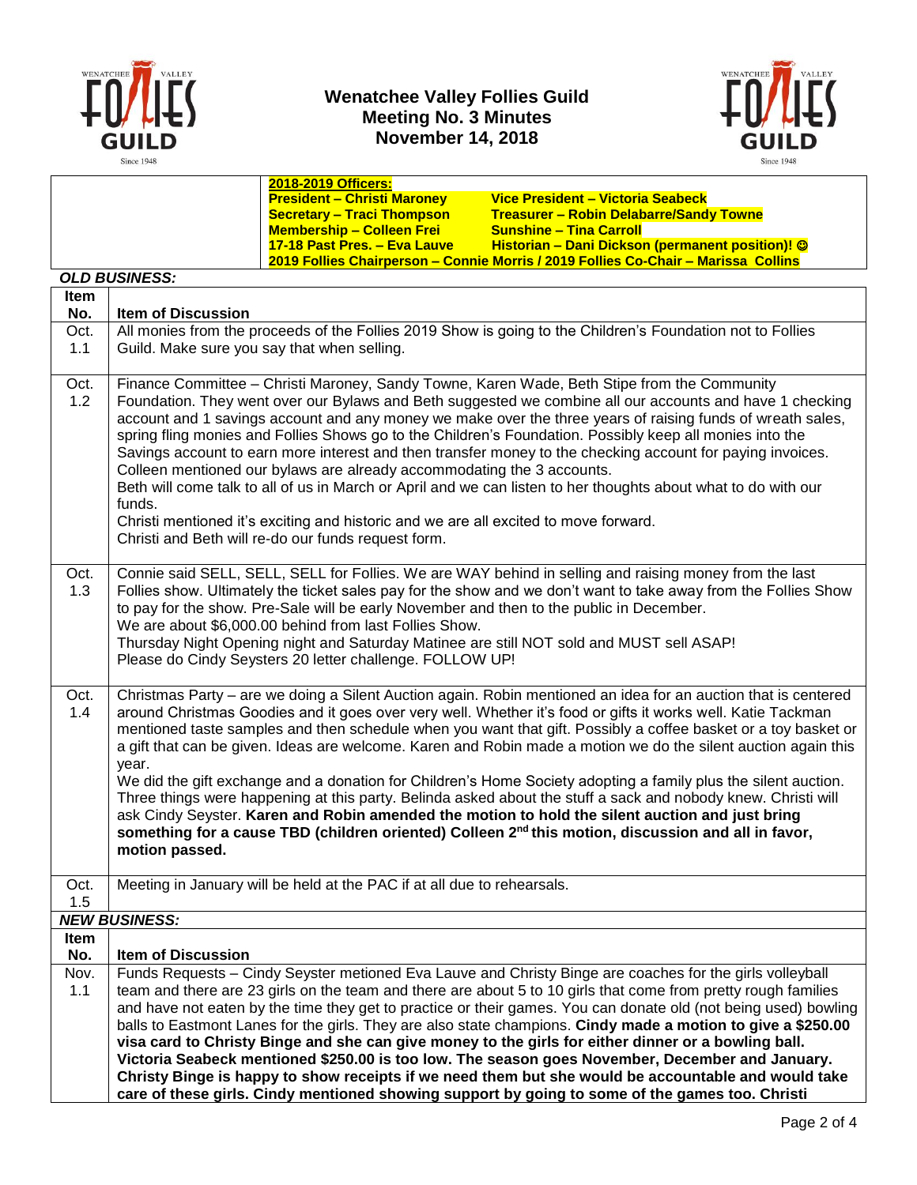# Wenatchee Valley Follies Guild
## Meeting No. 3 Minutes
## November 14, 2018

**2018-2019 Officers:**

**President – Christi Maroney** | **Vice President – Victoria Seabeck**
**Secretary – Traci Thompson** | **Treasurer – Robin Delabarre/Sandy Towne**
**Membership – Colleen Frei** | **Sunshine – Tina Carroll**
**17-18 Past Pres. – Eva Lauve** | **Historian – Dani Dickson (permanent position)! ☺**
**2019 Follies Chairperson – Connie Morris / 2019 Follies Co-Chair – Marissa Collins**

***OLD BUSINESS:***

| Item No. | Item of Discussion |
|---|---|
| Oct. 1.1 | All monies from the proceeds of the Follies 2019 Show is going to the Children's Foundation not to Follies Guild. Make sure you say that when selling. |
| Oct. 1.2 | Finance Committee – Christi Maroney, Sandy Towne, Karen Wade, Beth Stipe from the Community Foundation. They went over our Bylaws and Beth suggested we combine all our accounts and have 1 checking account and 1 savings account and any money we make over the three years of raising funds of wreath sales, spring fling monies and Follies Shows go to the Children's Foundation. Possibly keep all monies into the Savings account to earn more interest and then transfer money to the checking account for paying invoices. Colleen mentioned our bylaws are already accommodating the 3 accounts.<br>Beth will come talk to all of us in March or April and we can listen to her thoughts about what to do with our funds.<br>Christi mentioned it's exciting and historic and we are all excited to move forward.<br>Christi and Beth will re-do our funds request form. |
| Oct. 1.3 | Connie said SELL, SELL, SELL for Follies. We are WAY behind in selling and raising money from the last Follies show. Ultimately the ticket sales pay for the show and we don't want to take away from the Follies Show to pay for the show. Pre-Sale will be early November and then to the public in December.<br>We are about $6,000.00 behind from last Follies Show.<br>Thursday Night Opening night and Saturday Matinee are still NOT sold and MUST sell ASAP!<br>Please do Cindy Seysters 20 letter challenge. FOLLOW UP! |
| Oct. 1.4 | Christmas Party – are we doing a Silent Auction again. Robin mentioned an idea for an auction that is centered around Christmas Goodies and it goes over very well. Whether it's food or gifts it works well. Katie Tackman mentioned taste samples and then schedule when you want that gift. Possibly a coffee basket or a toy basket or a gift that can be given. Ideas are welcome. Karen and Robin made a motion we do the silent auction again this year.<br>We did the gift exchange and a donation for Children's Home Society adopting a family plus the silent auction. Three things were happening at this party. Belinda asked about the stuff a sack and nobody knew. Christi will ask Cindy Seyster. **Karen and Robin amended the motion to hold the silent auction and just bring something for a cause TBD (children oriented) Colleen 2nd this motion, discussion and all in favor, motion passed.** |
| Oct. 1.5 | Meeting in January will be held at the PAC if at all due to rehearsals. |

***NEW BUSINESS:***

| Item No. | Item of Discussion |
|---|---|
| Nov. 1.1 | Funds Requests – Cindy Seyster metioned Eva Lauve and Christy Binge are coaches for the girls volleyball team and there are 23 girls on the team and there are about 5 to 10 girls that come from pretty rough families and have not eaten by the time they get to practice or their games. You can donate old (not being used) bowling balls to Eastmont Lanes for the girls. They are also state champions. **Cindy made a motion to give a $250.00 visa card to Christy Binge and she can give money to the girls for either dinner or a bowling ball. Victoria Seabeck mentioned $250.00 is too low. The season goes November, December and January. Christy Binge is happy to show receipts if we need them but she would be accountable and would take care of these girls. Cindy mentioned showing support by going to some of the games too. Christi** |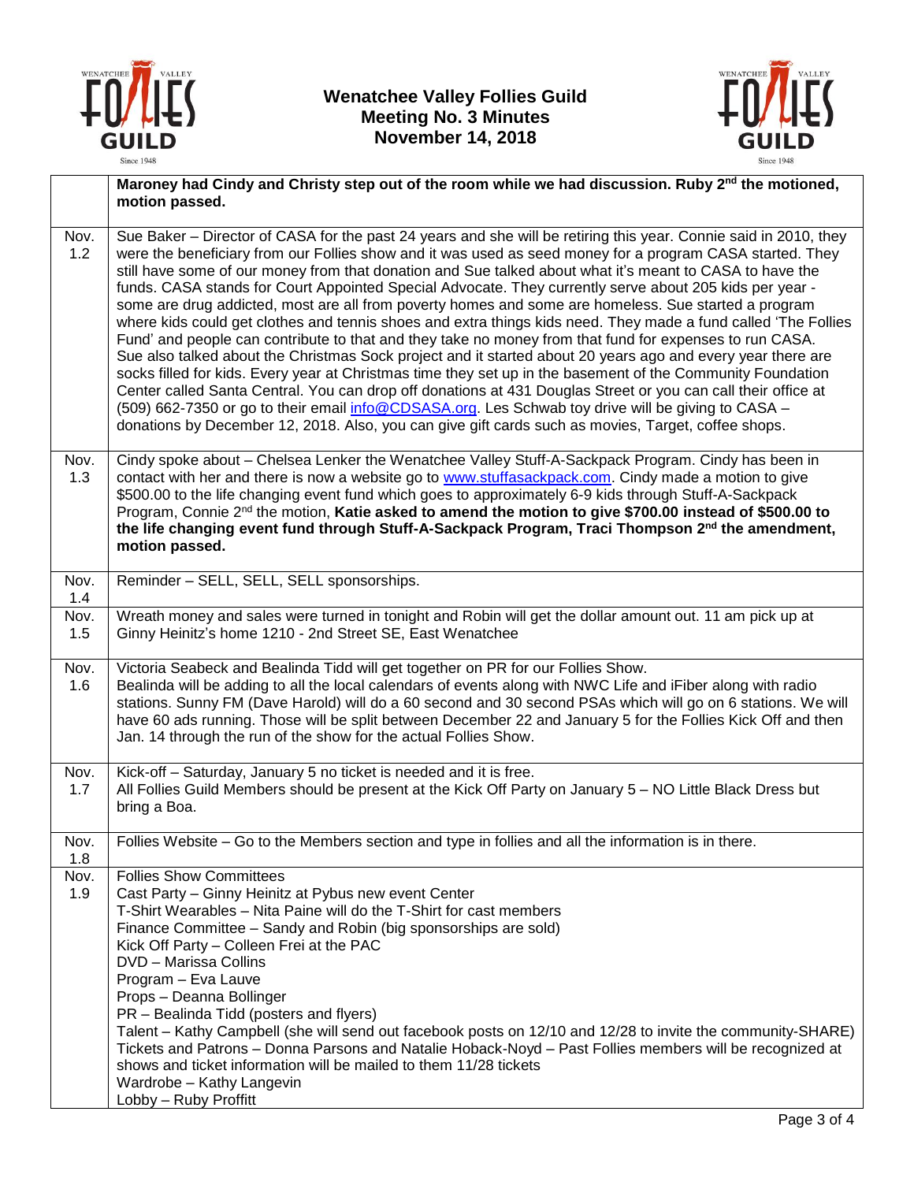# Wenatchee Valley Follies Guild
## Meeting No. 3 Minutes
## November 14, 2018

| | |
|---|---|
| | **Maroney had Cindy and Christy step out of the room while we had discussion. Ruby 2nd the motioned, motion passed.** |
| Nov. 1.2 | Sue Baker – Director of CASA for the past 24 years and she will be retiring this year. Connie said in 2010, they were the beneficiary from our Follies show and it was used as seed money for a program CASA started. They still have some of our money from that donation and Sue talked about what it's meant to CASA to have the funds. CASA stands for Court Appointed Special Advocate. They currently serve about 205 kids per year - some are drug addicted, most are all from poverty homes and some are homeless. Sue started a program where kids could get clothes and tennis shoes and extra things kids need. They made a fund called 'The Follies Fund' and people can contribute to that and they take no money from that fund for expenses to run CASA. Sue also talked about the Christmas Sock project and it started about 20 years ago and every year there are socks filled for kids. Every year at Christmas time they set up in the basement of the Community Foundation Center called Santa Central. You can drop off donations at 431 Douglas Street or you can call their office at (509) 662-7350 or go to their email info@CDSASA.org. Les Schwab toy drive will be giving to CASA – donations by December 12, 2018. Also, you can give gift cards such as movies, Target, coffee shops. |
| Nov. 1.3 | Cindy spoke about – Chelsea Lenker the Wenatchee Valley Stuff-A-Sackpack Program. Cindy has been in contact with her and there is now a website go to www.stuffasackpack.com. Cindy made a motion to give $500.00 to the life changing event fund which goes to approximately 6-9 kids through Stuff-A-Sackpack Program, Connie 2nd the motion, **Katie asked to amend the motion to give $700.00 instead of $500.00 to the life changing event fund through Stuff-A-Sackpack Program, Traci Thompson 2nd the amendment, motion passed.** |
| Nov. 1.4 | Reminder – SELL, SELL, SELL sponsorships. |
| Nov. 1.5 | Wreath money and sales were turned in tonight and Robin will get the dollar amount out. 11 am pick up at Ginny Heinitz's home 1210 - 2nd Street SE, East Wenatchee |
| Nov. 1.6 | Victoria Seabeck and Bealinda Tidd will get together on PR for our Follies Show.<br>Bealinda will be adding to all the local calendars of events along with NWC Life and iFiber along with radio stations. Sunny FM (Dave Harold) will do a 60 second and 30 second PSAs which will go on 6 stations. We will have 60 ads running. Those will be split between December 22 and January 5 for the Follies Kick Off and then Jan. 14 through the run of the show for the actual Follies Show. |
| Nov. 1.7 | Kick-off – Saturday, January 5 no ticket is needed and it is free.<br>All Follies Guild Members should be present at the Kick Off Party on January 5 – NO Little Black Dress but bring a Boa. |
| Nov. 1.8 | Follies Website – Go to the Members section and type in follies and all the information is in there. |
| Nov. 1.9 | Follies Show Committees<br>Cast Party – Ginny Heinitz at Pybus new event Center<br>T-Shirt Wearables – Nita Paine will do the T-Shirt for cast members<br>Finance Committee – Sandy and Robin (big sponsorships are sold)<br>Kick Off Party – Colleen Frei at the PAC<br>DVD – Marissa Collins<br>Program – Eva Lauve<br>Props – Deanna Bollinger<br>PR – Bealinda Tidd (posters and flyers)<br>Talent – Kathy Campbell (she will send out facebook posts on 12/10 and 12/28 to invite the community-SHARE)<br>Tickets and Patrons – Donna Parsons and Natalie Hoback-Noyd – Past Follies members will be recognized at shows and ticket information will be mailed to them 11/28 tickets<br>Wardrobe – Kathy Langevin<br>Lobby – Ruby Proffitt |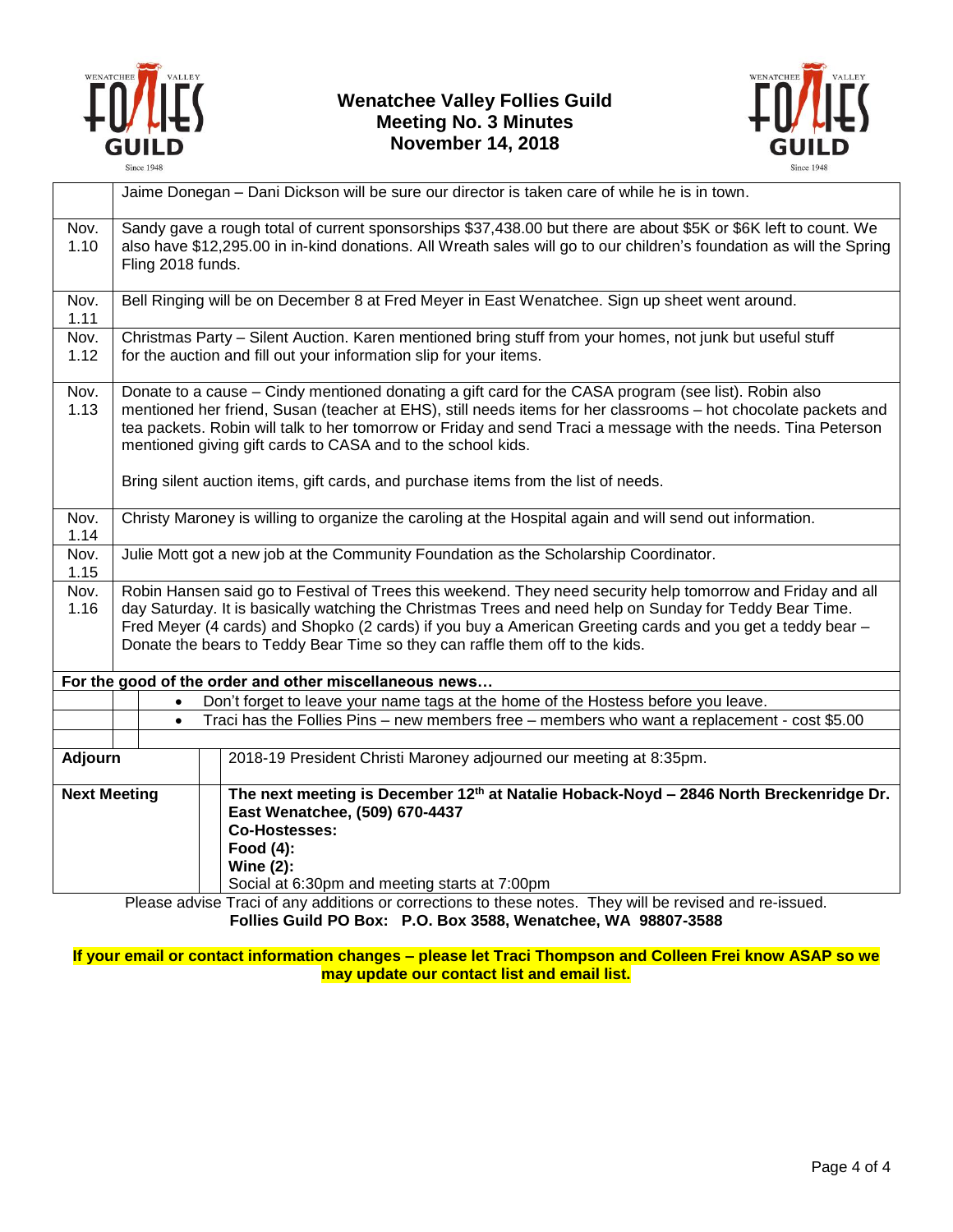**Wenatchee Valley Follies Guild**
**Meeting No. 3 Minutes**
**November 14, 2018**

| | |
|---|---|
| | Jaime Donegan – Dani Dickson will be sure our director is taken care of while he is in town. |
| Nov. 1.10 | Sandy gave a rough total of current sponsorships $37,438.00 but there are about $5K or $6K left to count. We also have $12,295.00 in in-kind donations. All Wreath sales will go to our children's foundation as will the Spring Fling 2018 funds. |
| Nov. 1.11 | Bell Ringing will be on December 8 at Fred Meyer in East Wenatchee. Sign up sheet went around. |
| Nov. 1.12 | Christmas Party – Silent Auction. Karen mentioned bring stuff from your homes, not junk but useful stuff for the auction and fill out your information slip for your items. |
| Nov. 1.13 | Donate to a cause – Cindy mentioned donating a gift card for the CASA program (see list). Robin also mentioned her friend, Susan (teacher at EHS), still needs items for her classrooms – hot chocolate packets and tea packets. Robin will talk to her tomorrow or Friday and send Traci a message with the needs. Tina Peterson mentioned giving gift cards to CASA and to the school kids.<br><br>Bring silent auction items, gift cards, and purchase items from the list of needs. |
| Nov. 1.14 | Christy Maroney is willing to organize the caroling at the Hospital again and will send out information. |
| Nov. 1.15 | Julie Mott got a new job at the Community Foundation as the Scholarship Coordinator. |
| Nov. 1.16 | Robin Hansen said go to Festival of Trees this weekend. They need security help tomorrow and Friday and all day Saturday. It is basically watching the Christmas Trees and need help on Sunday for Teddy Bear Time. Fred Meyer (4 cards) and Shopko (2 cards) if you buy a American Greeting cards and you get a teddy bear – Donate the bears to Teddy Bear Time so they can raffle them off to the kids. |

**For the good of the order and other miscellaneous news…**

- Don't forget to leave your name tags at the home of the Hostess before you leave.
- Traci has the Follies Pins – new members free – members who want a replacement - cost $5.00

| | |
|---|---|
| **Adjourn** | 2018-19 President Christi Maroney adjourned our meeting at 8:35pm. |
| **Next Meeting** | **The next meeting is December 12th at Natalie Hoback-Noyd – 2846 North Breckenridge Dr. East Wenatchee, (509) 670-4437**<br>**Co-Hostesses:**<br>**Food (4):**<br>**Wine (2):**<br>Social at 6:30pm and meeting starts at 7:00pm |

Please advise Traci of any additions or corrections to these notes. They will be revised and re-issued.
**Follies Guild PO Box: P.O. Box 3588, Wenatchee, WA 98807-3588**

**If your email or contact information changes – please let Traci Thompson and Colleen Frei know ASAP so we may update our contact list and email list.**